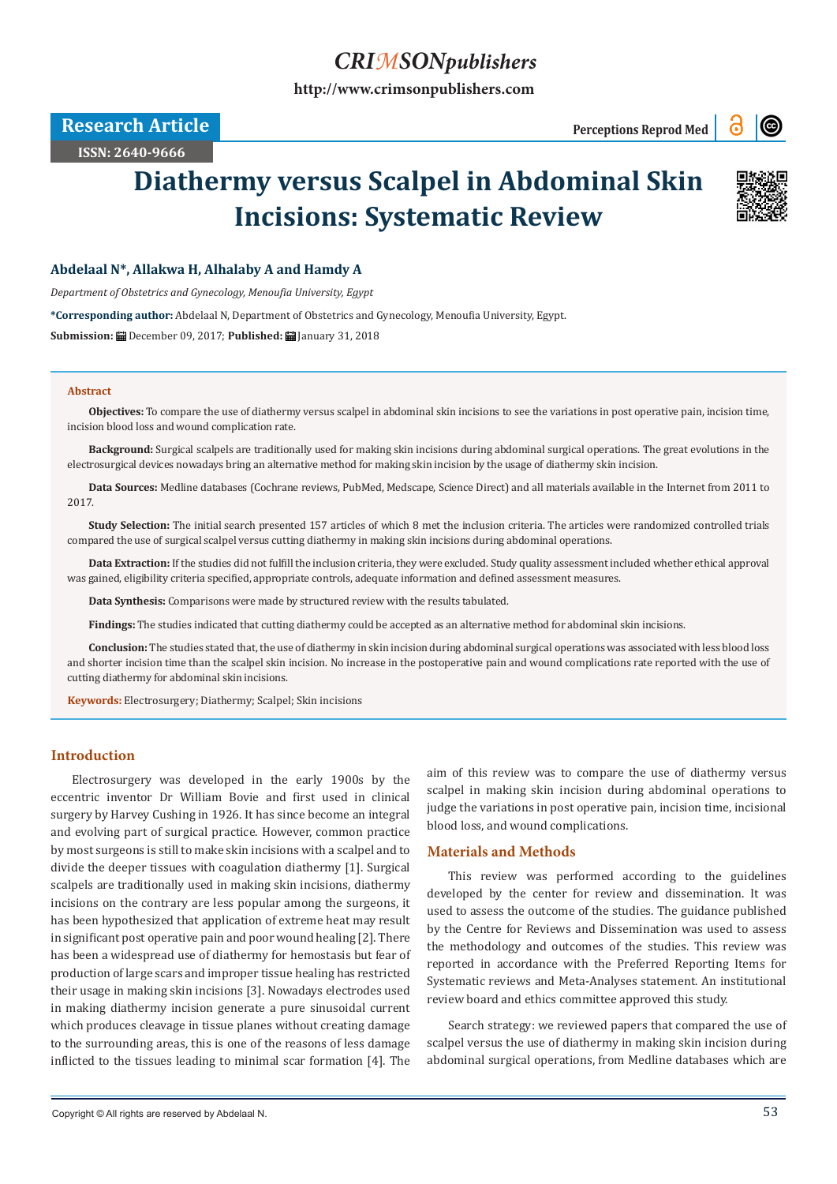Research Article

ISSN: 2640-9666

# Diathermy versus Scalpel in Abdominal Skin Incisions: Systematic Review

**Abdelaal N*, Allakwa H, Alhalaby A and Hamdy A**

*Department of Obstetrics and Gynecology, Menoufia University, Egypt*

***Corresponding author:** Abdelaal N, Department of Obstetrics and Gynecology, Menoufia University, Egypt.

**Submission:** December 09, 2017; **Published:** January 31, 2018

## Abstract

**Objectives:** To compare the use of diathermy versus scalpel in abdominal skin incisions to see the variations in post operative pain, incision time, incision blood loss and wound complication rate.

**Background:** Surgical scalpels are traditionally used for making skin incisions during abdominal surgical operations. The great evolutions in the electrosurgical devices nowadays bring an alternative method for making skin incision by the usage of diathermy skin incision.

**Data Sources:** Medline databases (Cochrane reviews, PubMed, Medscape, Science Direct) and all materials available in the Internet from 2011 to 2017.

**Study Selection:** The initial search presented 157 articles of which 8 met the inclusion criteria. The articles were randomized controlled trials compared the use of surgical scalpel versus cutting diathermy in making skin incisions during abdominal operations.

**Data Extraction:** If the studies did not fulfill the inclusion criteria, they were excluded. Study quality assessment included whether ethical approval was gained, eligibility criteria specified, appropriate controls, adequate information and defined assessment measures.

**Data Synthesis:** Comparisons were made by structured review with the results tabulated.

**Findings:** The studies indicated that cutting diathermy could be accepted as an alternative method for abdominal skin incisions.

**Conclusion:** The studies stated that, the use of diathermy in skin incision during abdominal surgical operations was associated with less blood loss and shorter incision time than the scalpel skin incision. No increase in the postoperative pain and wound complications rate reported with the use of cutting diathermy for abdominal skin incisions.

**Keywords:** Electrosurgery; Diathermy; Scalpel; Skin incisions

## Introduction

Electrosurgery was developed in the early 1900s by the eccentric inventor Dr William Bovie and first used in clinical surgery by Harvey Cushing in 1926. It has since become an integral and evolving part of surgical practice. However, common practice by most surgeons is still to make skin incisions with a scalpel and to divide the deeper tissues with coagulation diathermy [1]. Surgical scalpels are traditionally used in making skin incisions, diathermy incisions on the contrary are less popular among the surgeons, it has been hypothesized that application of extreme heat may result in significant post operative pain and poor wound healing [2]. There has been a widespread use of diathermy for hemostasis but fear of production of large scars and improper tissue healing has restricted their usage in making skin incisions [3]. Nowadays electrodes used in making diathermy incision generate a pure sinusoidal current which produces cleavage in tissue planes without creating damage to the surrounding areas, this is one of the reasons of less damage inflicted to the tissues leading to minimal scar formation [4]. The aim of this review was to compare the use of diathermy versus scalpel in making skin incision during abdominal operations to judge the variations in post operative pain, incision time, incisional blood loss, and wound complications.

## Materials and Methods

This review was performed according to the guidelines developed by the center for review and dissemination. It was used to assess the outcome of the studies. The guidance published by the Centre for Reviews and Dissemination was used to assess the methodology and outcomes of the studies. This review was reported in accordance with the Preferred Reporting Items for Systematic reviews and Meta-Analyses statement. An institutional review board and ethics committee approved this study.

Search strategy: we reviewed papers that compared the use of scalpel versus the use of diathermy in making skin incision during abdominal surgical operations, from Medline databases which are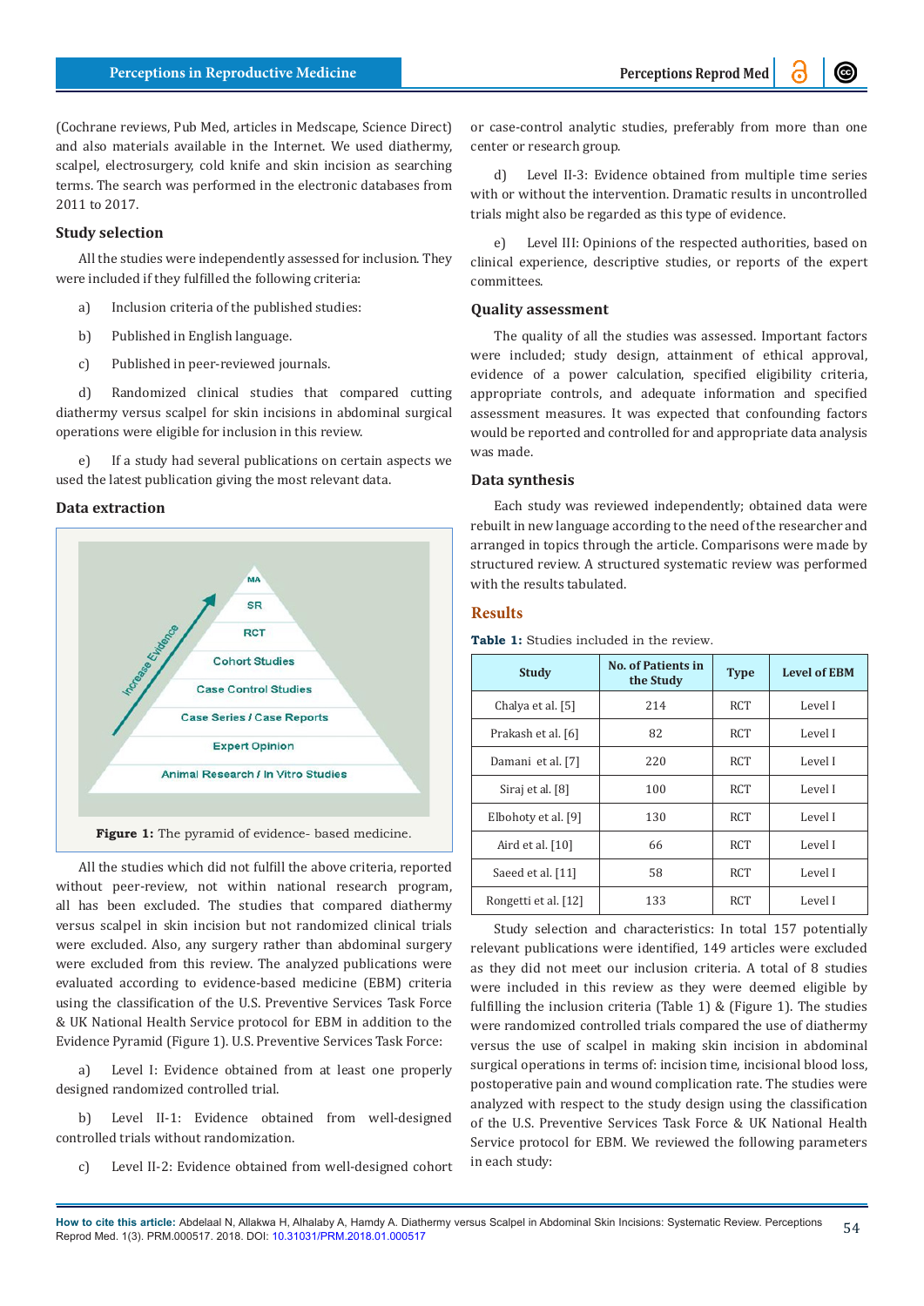(Cochrane reviews, Pub Med, articles in Medscape, Science Direct) and also materials available in the Internet. We used diathermy, scalpel, electrosurgery, cold knife and skin incision as searching terms. The search was performed in the electronic databases from 2011 to 2017.

### Study selection

All the studies were independently assessed for inclusion. They were included if they fulfilled the following criteria:

a) Inclusion criteria of the published studies:

b) Published in English language.

c) Published in peer-reviewed journals.

d) Randomized clinical studies that compared cutting diathermy versus scalpel for skin incisions in abdominal surgical operations were eligible for inclusion in this review.

e) If a study had several publications on certain aspects we used the latest publication giving the most relevant data.

### Data extraction

**Figure 1:** The pyramid of evidence- based medicine.

All the studies which did not fulfill the above criteria, reported without peer-review, not within national research program, all has been excluded. The studies that compared diathermy versus scalpel in skin incision but not randomized clinical trials were excluded. Also, any surgery rather than abdominal surgery were excluded from this review. The analyzed publications were evaluated according to evidence-based medicine (EBM) criteria using the classification of the U.S. Preventive Services Task Force & UK National Health Service protocol for EBM in addition to the Evidence Pyramid (Figure 1). U.S. Preventive Services Task Force:

a) Level I: Evidence obtained from at least one properly designed randomized controlled trial.

b) Level II-1: Evidence obtained from well-designed controlled trials without randomization.

c) Level II-2: Evidence obtained from well-designed cohort or case-control analytic studies, preferably from more than one center or research group.

d) Level II-3: Evidence obtained from multiple time series with or without the intervention. Dramatic results in uncontrolled trials might also be regarded as this type of evidence.

e) Level III: Opinions of the respected authorities, based on clinical experience, descriptive studies, or reports of the expert committees.

### Quality assessment

The quality of all the studies was assessed. Important factors were included; study design, attainment of ethical approval, evidence of a power calculation, specified eligibility criteria, appropriate controls, and adequate information and specified assessment measures. It was expected that confounding factors would be reported and controlled for and appropriate data analysis was made.

### Data synthesis

Each study was reviewed independently; obtained data were rebuilt in new language according to the need of the researcher and arranged in topics through the article. Comparisons were made by structured review. A structured systematic review was performed with the results tabulated.

## Results

**Table 1:** Studies included in the review.

| Study | No. of Patients in the Study | Type | Level of EBM |
|---|---|---|---|
| Chalya et al. [5] | 214 | RCT | Level I |
| Prakash et al. [6] | 82 | RCT | Level I |
| Damani et al. [7] | 220 | RCT | Level I |
| Siraj et al. [8] | 100 | RCT | Level I |
| Elbohoty et al. [9] | 130 | RCT | Level I |
| Aird et al. [10] | 66 | RCT | Level I |
| Saeed et al. [11] | 58 | RCT | Level I |
| Rongetti et al. [12] | 133 | RCT | Level I |

Study selection and characteristics: In total 157 potentially relevant publications were identified, 149 articles were excluded as they did not meet our inclusion criteria. A total of 8 studies were included in this review as they were deemed eligible by fulfilling the inclusion criteria (Table 1) & (Figure 1). The studies were randomized controlled trials compared the use of diathermy versus the use of scalpel in making skin incision in abdominal surgical operations in terms of: incision time, incisional blood loss, postoperative pain and wound complication rate. The studies were analyzed with respect to the study design using the classification of the U.S. Preventive Services Task Force & UK National Health Service protocol for EBM. We reviewed the following parameters in each study: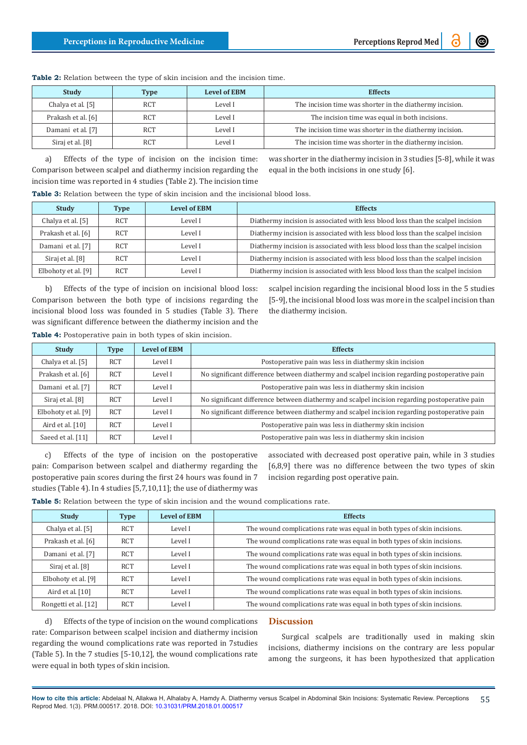**Table 2:** Relation between the type of skin incision and the incision time.

| Study | Type | Level of EBM | Effects |
|---|---|---|---|
| Chalya et al. [5] | RCT | Level I | The incision time was shorter in the diathermy incision. |
| Prakash et al. [6] | RCT | Level I | The incision time was equal in both incisions. |
| Damani et al. [7] | RCT | Level I | The incision time was shorter in the diathermy incision. |
| Siraj et al. [8] | RCT | Level I | The incision time was shorter in the diathermy incision. |

a) Effects of the type of incision on the incision time: Comparison between scalpel and diathermy incision regarding the incision time was reported in 4 studies (Table 2). The incision time was shorter in the diathermy incision in 3 studies [5-8], while it was equal in the both incisions in one study [6].

**Table 3:** Relation between the type of skin incision and the incisional blood loss.

| Study | Type | Level of EBM | Effects |
|---|---|---|---|
| Chalya et al. [5] | RCT | Level I | Diathermy incision is associated with less blood loss than the scalpel incision |
| Prakash et al. [6] | RCT | Level I | Diathermy incision is associated with less blood loss than the scalpel incision |
| Damani et al. [7] | RCT | Level I | Diathermy incision is associated with less blood loss than the scalpel incision |
| Siraj et al. [8] | RCT | Level I | Diathermy incision is associated with less blood loss than the scalpel incision |
| Elbohoty et al. [9] | RCT | Level I | Diathermy incision is associated with less blood loss than the scalpel incision |

b) Effects of the type of incision on incisional blood loss: Comparison between the both type of incisions regarding the incisional blood loss was founded in 5 studies (Table 3). There was significant difference between the diathermy incision and the scalpel incision regarding the incisional blood loss in the 5 studies [5-9], the incisional blood loss was more in the scalpel incision than the diathermy incision.

**Table 4:** Postoperative pain in both types of skin incision.

| Study | Type | Level of EBM | Effects |
|---|---|---|---|
| Chalya et al. [5] | RCT | Level I | Postoperative pain was less in diathermy skin incision |
| Prakash et al. [6] | RCT | Level I | No significant difference between diathermy and scalpel incision regarding postoperative pain |
| Damani et al. [7] | RCT | Level I | Postoperative pain was less in diathermy skin incision |
| Siraj et al. [8] | RCT | Level I | No significant difference between diathermy and scalpel incision regarding postoperative pain |
| Elbohoty et al. [9] | RCT | Level I | No significant difference between diathermy and scalpel incision regarding postoperative pain |
| Aird et al. [10] | RCT | Level I | Postoperative pain was less in diathermy skin incision |
| Saeed et al. [11] | RCT | Level I | Postoperative pain was less in diathermy skin incision |

c) Effects of the type of incision on the postoperative pain: Comparison between scalpel and diathermy regarding the postoperative pain scores during the first 24 hours was found in 7 studies (Table 4). In 4 studies [5,7,10,11]; the use of diathermy was associated with decreased post operative pain, while in 3 studies [6,8,9] there was no difference between the two types of skin incision regarding post operative pain.

**Table 5:** Relation between the type of skin incision and the wound complications rate.

| Study | Type | Level of EBM | Effects |
|---|---|---|---|
| Chalya et al. [5] | RCT | Level I | The wound complications rate was equal in both types of skin incisions. |
| Prakash et al. [6] | RCT | Level I | The wound complications rate was equal in both types of skin incisions. |
| Damani et al. [7] | RCT | Level I | The wound complications rate was equal in both types of skin incisions. |
| Siraj et al. [8] | RCT | Level I | The wound complications rate was equal in both types of skin incisions. |
| Elbohoty et al. [9] | RCT | Level I | The wound complications rate was equal in both types of skin incisions. |
| Aird et al. [10] | RCT | Level I | The wound complications rate was equal in both types of skin incisions. |
| Rongetti et al. [12] | RCT | Level I | The wound complications rate was equal in both types of skin incisions. |

d) Effects of the type of incision on the wound complications rate: Comparison between scalpel incision and diathermy incision regarding the wound complications rate was reported in 7studies (Table 5). In the 7 studies [5-10,12], the wound complications rate were equal in both types of skin incision.

## Discussion

Surgical scalpels are traditionally used in making skin incisions, diathermy incisions on the contrary are less popular among the surgeons, it has been hypothesized that application

**How to cite this article:** Abdelaal N, Allakwa H, Alhalaby A, Hamdy A. Diathermy versus Scalpel in Abdominal Skin Incisions: Systematic Review. Perceptions Reprod Med. 1(3). PRM.000517. 2018. DOI: 10.31031/PRM.2018.01.000517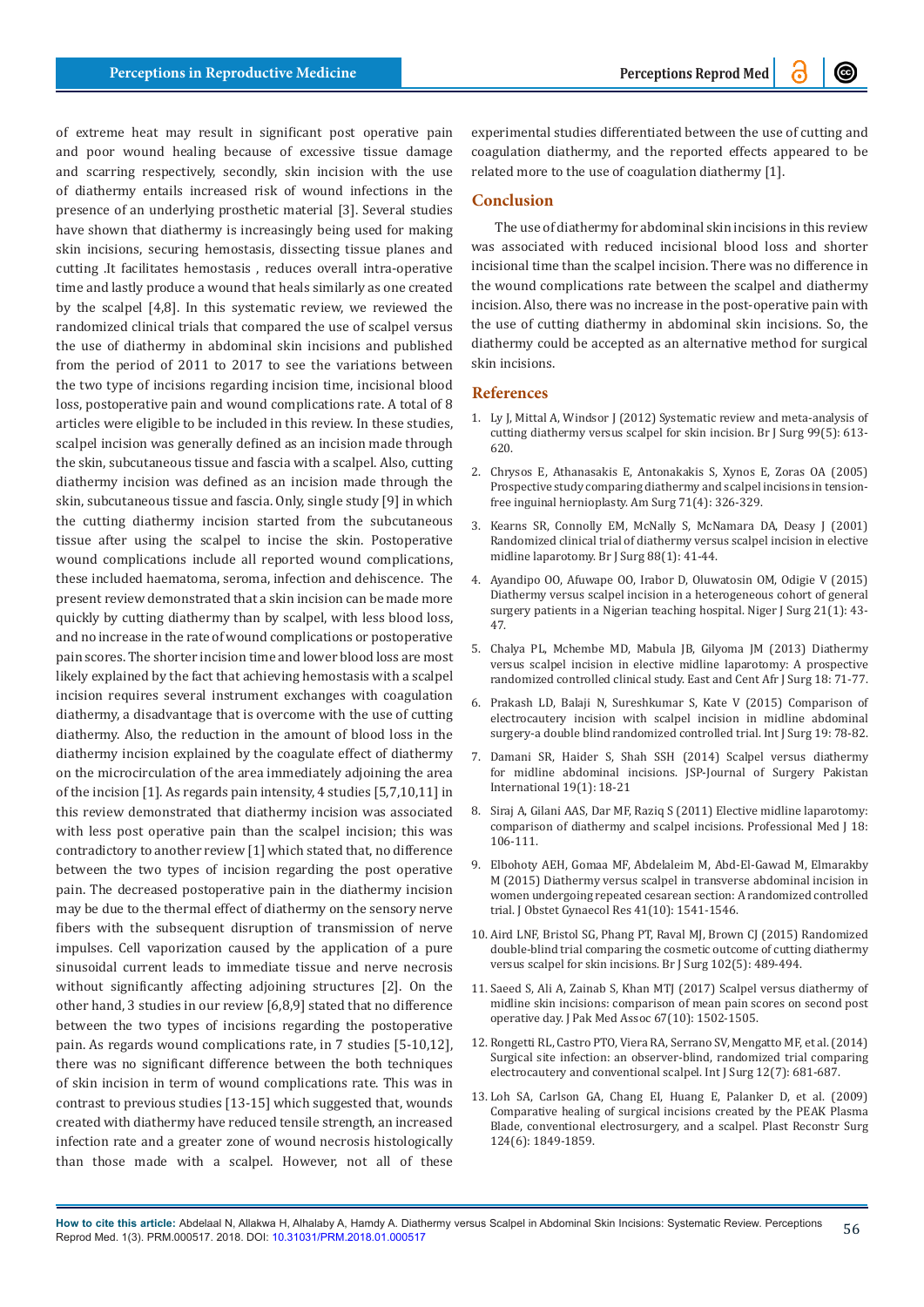of extreme heat may result in significant post operative pain and poor wound healing because of excessive tissue damage and scarring respectively, secondly, skin incision with the use of diathermy entails increased risk of wound infections in the presence of an underlying prosthetic material [3]. Several studies have shown that diathermy is increasingly being used for making skin incisions, securing hemostasis, dissecting tissue planes and cutting .It facilitates hemostasis , reduces overall intra-operative time and lastly produce a wound that heals similarly as one created by the scalpel [4,8]. In this systematic review, we reviewed the randomized clinical trials that compared the use of scalpel versus the use of diathermy in abdominal skin incisions and published from the period of 2011 to 2017 to see the variations between the two type of incisions regarding incision time, incisional blood loss, postoperative pain and wound complications rate. A total of 8 articles were eligible to be included in this review. In these studies, scalpel incision was generally defined as an incision made through the skin, subcutaneous tissue and fascia with a scalpel. Also, cutting diathermy incision was defined as an incision made through the skin, subcutaneous tissue and fascia. Only, single study [9] in which the cutting diathermy incision started from the subcutaneous tissue after using the scalpel to incise the skin. Postoperative wound complications include all reported wound complications, these included haematoma, seroma, infection and dehiscence. The present review demonstrated that a skin incision can be made more quickly by cutting diathermy than by scalpel, with less blood loss, and no increase in the rate of wound complications or postoperative pain scores. The shorter incision time and lower blood loss are most likely explained by the fact that achieving hemostasis with a scalpel incision requires several instrument exchanges with coagulation diathermy, a disadvantage that is overcome with the use of cutting diathermy. Also, the reduction in the amount of blood loss in the diathermy incision explained by the coagulate effect of diathermy on the microcirculation of the area immediately adjoining the area of the incision [1]. As regards pain intensity, 4 studies [5,7,10,11] in this review demonstrated that diathermy incision was associated with less post operative pain than the scalpel incision; this was contradictory to another review [1] which stated that, no difference between the two types of incision regarding the post operative pain. The decreased postoperative pain in the diathermy incision may be due to the thermal effect of diathermy on the sensory nerve fibers with the subsequent disruption of transmission of nerve impulses. Cell vaporization caused by the application of a pure sinusoidal current leads to immediate tissue and nerve necrosis without significantly affecting adjoining structures [2]. On the other hand, 3 studies in our review [6,8,9] stated that no difference between the two types of incisions regarding the postoperative pain. As regards wound complications rate, in 7 studies [5-10,12], there was no significant difference between the both techniques of skin incision in term of wound complications rate. This was in contrast to previous studies [13-15] which suggested that, wounds created with diathermy have reduced tensile strength, an increased infection rate and a greater zone of wound necrosis histologically than those made with a scalpel. However, not all of these experimental studies differentiated between the use of cutting and coagulation diathermy, and the reported effects appeared to be related more to the use of coagulation diathermy [1].

## Conclusion

The use of diathermy for abdominal skin incisions in this review was associated with reduced incisional blood loss and shorter incisional time than the scalpel incision. There was no difference in the wound complications rate between the scalpel and diathermy incision. Also, there was no increase in the post-operative pain with the use of cutting diathermy in abdominal skin incisions. So, the diathermy could be accepted as an alternative method for surgical skin incisions.

## References

1. Ly J, Mittal A, Windsor J (2012) Systematic review and meta-analysis of cutting diathermy versus scalpel for skin incision. Br J Surg 99(5): 613-620.
2. Chrysos E, Athanasakis E, Antonakakis S, Xynos E, Zoras OA (2005) Prospective study comparing diathermy and scalpel incisions in tension-free inguinal hernioplasty. Am Surg 71(4): 326-329.
3. Kearns SR, Connolly EM, McNally S, McNamara DA, Deasy J (2001) Randomized clinical trial of diathermy versus scalpel incision in elective midline laparotomy. Br J Surg 88(1): 41-44.
4. Ayandipo OO, Afuwape OO, Irabor D, Oluwatosin OM, Odigie V (2015) Diathermy versus scalpel incision in a heterogeneous cohort of general surgery patients in a Nigerian teaching hospital. Niger J Surg 21(1): 43-47.
5. Chalya PL, Mchembe MD, Mabula JB, Gilyoma JM (2013) Diathermy versus scalpel incision in elective midline laparotomy: A prospective randomized controlled clinical study. East and Cent Afr J Surg 18: 71-77.
6. Prakash LD, Balaji N, Sureshkumar S, Kate V (2015) Comparison of electrocautery incision with scalpel incision in midline abdominal surgery-a double blind randomized controlled trial. Int J Surg 19: 78-82.
7. Damani SR, Haider S, Shah SSH (2014) Scalpel versus diathermy for midline abdominal incisions. JSP-Journal of Surgery Pakistan International 19(1): 18-21
8. Siraj A, Gilani AAS, Dar MF, Raziq S (2011) Elective midline laparotomy: comparison of diathermy and scalpel incisions. Professional Med J 18: 106-111.
9. Elbohoty AEH, Gomaa MF, Abdelaleim M, Abd-El-Gawad M, Elmarakby M (2015) Diathermy versus scalpel in transverse abdominal incision in women undergoing repeated cesarean section: A randomized controlled trial. J Obstet Gynaecol Res 41(10): 1541-1546.
10. Aird LNF, Bristol SG, Phang PT, Raval MJ, Brown CJ (2015) Randomized double-blind trial comparing the cosmetic outcome of cutting diathermy versus scalpel for skin incisions. Br J Surg 102(5): 489-494.
11. Saeed S, Ali A, Zainab S, Khan MTJ (2017) Scalpel versus diathermy of midline skin incisions: comparison of mean pain scores on second post operative day. J Pak Med Assoc 67(10): 1502-1505.
12. Rongetti RL, Castro PTO, Viera RA, Serrano SV, Mengatto MF, et al. (2014) Surgical site infection: an observer-blind, randomized trial comparing electrocautery and conventional scalpel. Int J Surg 12(7): 681-687.
13. Loh SA, Carlson GA, Chang EI, Huang E, Palanker D, et al. (2009) Comparative healing of surgical incisions created by the PEAK Plasma Blade, conventional electrosurgery, and a scalpel. Plast Reconstr Surg 124(6): 1849-1859.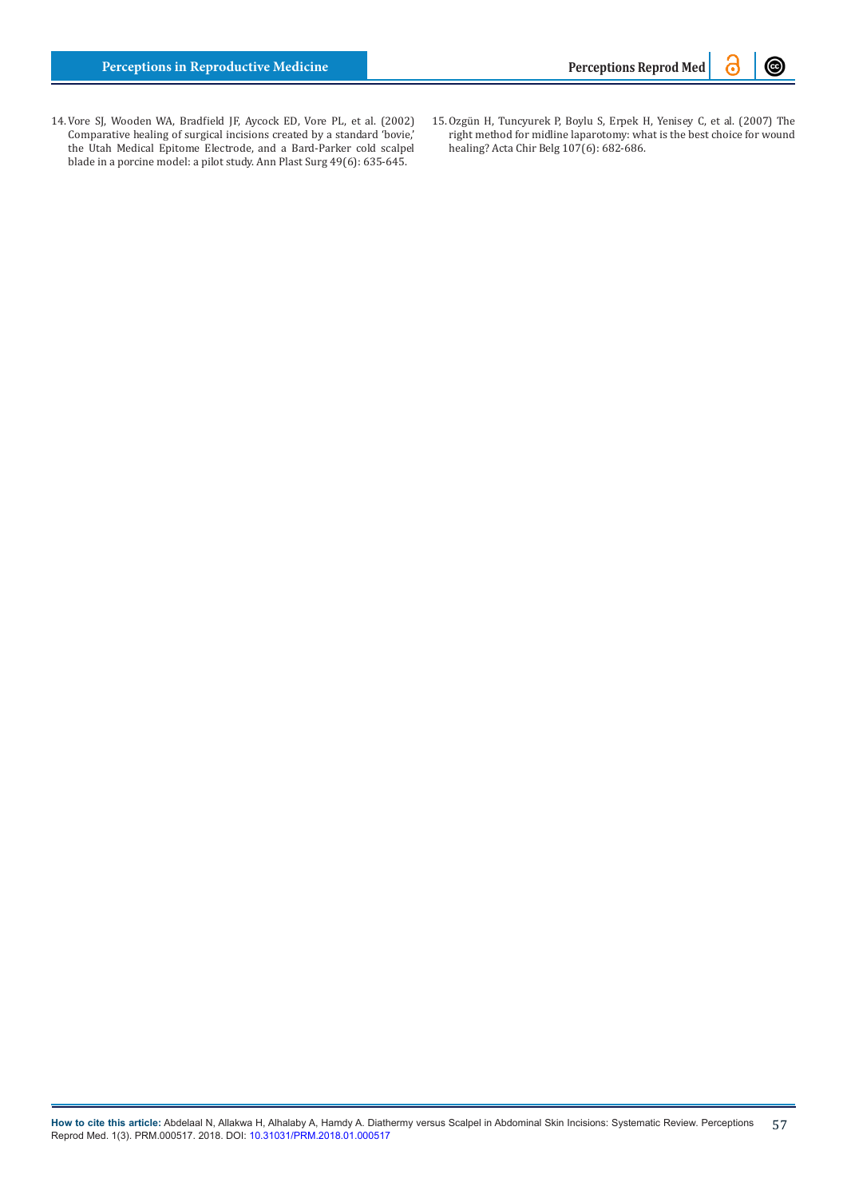14. Vore SJ, Wooden WA, Bradfield JF, Aycock ED, Vore PL, et al. (2002) Comparative healing of surgical incisions created by a standard 'bovie,' the Utah Medical Epitome Electrode, and a Bard-Parker cold scalpel blade in a porcine model: a pilot study. Ann Plast Surg 49(6): 635-645.

15. Ozgün H, Tuncyurek P, Boylu S, Erpek H, Yenisey C, et al. (2007) The right method for midline laparotomy: what is the best choice for wound healing? Acta Chir Belg 107(6): 682-686.